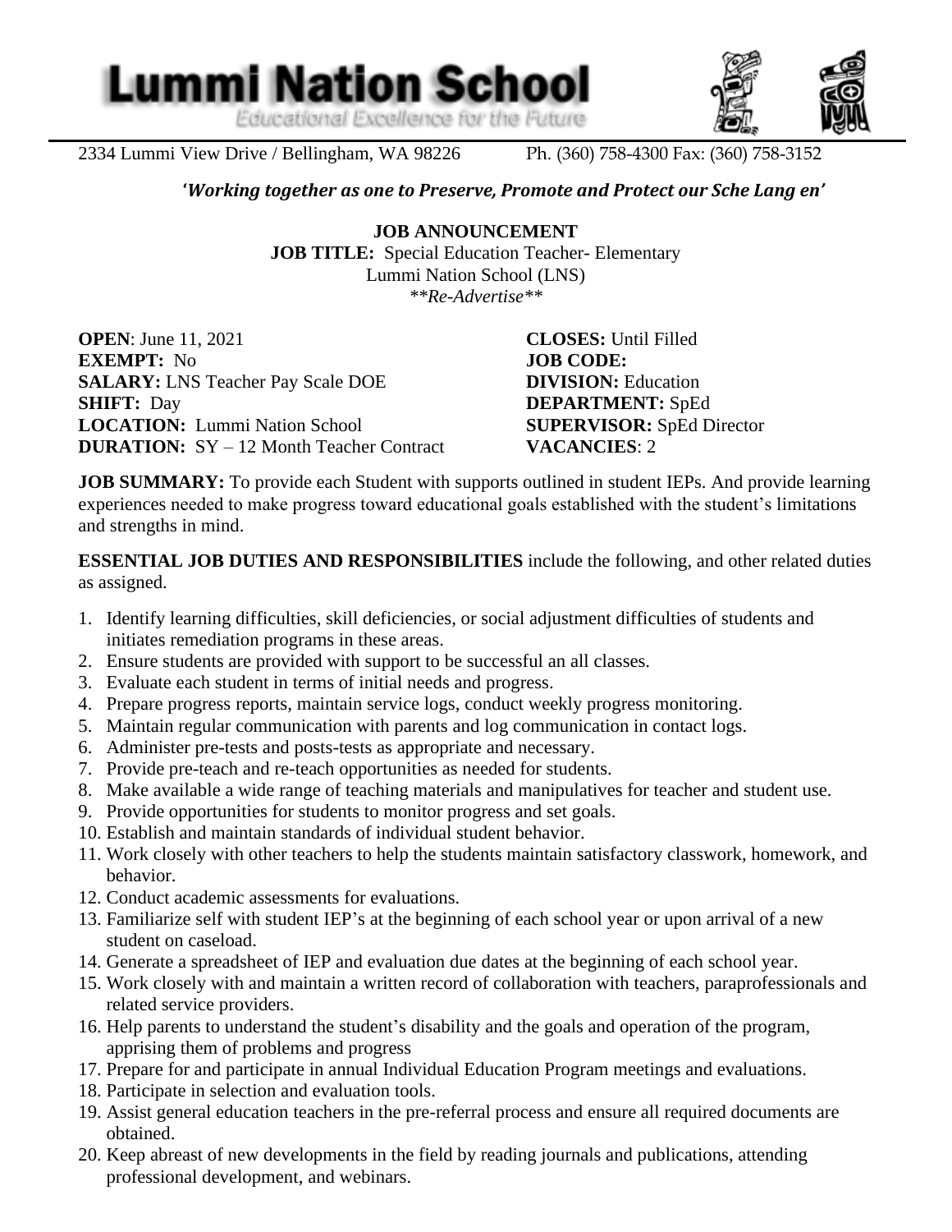# Lummi Nation School

*Educational Excellence for the Future*

2334 Lummi View Drive / Bellingham, WA 98226 Ph. (360) 758-4300 Fax: (360) 758-3152

***'Working together as one to Preserve, Promote and Protect our Sche Lang en'***

**JOB ANNOUNCEMENT**

**JOB TITLE:** Special Education Teacher- Elementary

Lummi Nation School (LNS)

*\*\*Re-Advertise\*\**

**OPEN**: June 11, 2021
**EXEMPT:** No
**SALARY:** LNS Teacher Pay Scale DOE
**SHIFT:** Day
**LOCATION:** Lummi Nation School
**DURATION:** SY – 12 Month Teacher Contract

**CLOSES:** Until Filled
**JOB CODE:**
**DIVISION:** Education
**DEPARTMENT:** SpEd
**SUPERVISOR:** SpEd Director
**VACANCIES**: 2

**JOB SUMMARY:** To provide each Student with supports outlined in student IEPs. And provide learning experiences needed to make progress toward educational goals established with the student's limitations and strengths in mind.

**ESSENTIAL JOB DUTIES AND RESPONSIBILITIES** include the following, and other related duties as assigned.

1. Identify learning difficulties, skill deficiencies, or social adjustment difficulties of students and initiates remediation programs in these areas.
2. Ensure students are provided with support to be successful an all classes.
3. Evaluate each student in terms of initial needs and progress.
4. Prepare progress reports, maintain service logs, conduct weekly progress monitoring.
5. Maintain regular communication with parents and log communication in contact logs.
6. Administer pre-tests and posts-tests as appropriate and necessary.
7. Provide pre-teach and re-teach opportunities as needed for students.
8. Make available a wide range of teaching materials and manipulatives for teacher and student use.
9. Provide opportunities for students to monitor progress and set goals.
10. Establish and maintain standards of individual student behavior.
11. Work closely with other teachers to help the students maintain satisfactory classwork, homework, and behavior.
12. Conduct academic assessments for evaluations.
13. Familiarize self with student IEP's at the beginning of each school year or upon arrival of a new student on caseload.
14. Generate a spreadsheet of IEP and evaluation due dates at the beginning of each school year.
15. Work closely with and maintain a written record of collaboration with teachers, paraprofessionals and related service providers.
16. Help parents to understand the student's disability and the goals and operation of the program, apprising them of problems and progress
17. Prepare for and participate in annual Individual Education Program meetings and evaluations.
18. Participate in selection and evaluation tools.
19. Assist general education teachers in the pre-referral process and ensure all required documents are obtained.
20. Keep abreast of new developments in the field by reading journals and publications, attending professional development, and webinars.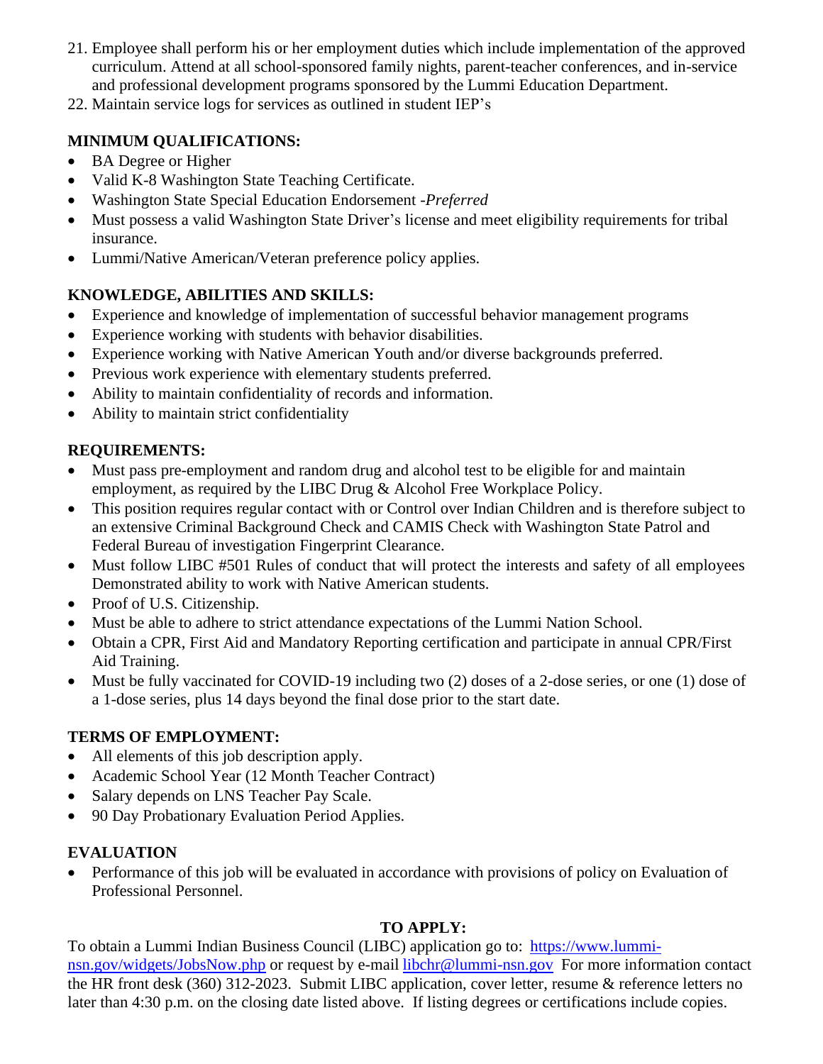21. Employee shall perform his or her employment duties which include implementation of the approved curriculum. Attend at all school-sponsored family nights, parent-teacher conferences, and in-service and professional development programs sponsored by the Lummi Education Department.
22. Maintain service logs for services as outlined in student IEP's

**MINIMUM QUALIFICATIONS:**

- BA Degree or Higher
- Valid K-8 Washington State Teaching Certificate.
- Washington State Special Education Endorsement -*Preferred*
- Must possess a valid Washington State Driver's license and meet eligibility requirements for tribal insurance.
- Lummi/Native American/Veteran preference policy applies.

**KNOWLEDGE, ABILITIES AND SKILLS:**

- Experience and knowledge of implementation of successful behavior management programs
- Experience working with students with behavior disabilities.
- Experience working with Native American Youth and/or diverse backgrounds preferred.
- Previous work experience with elementary students preferred.
- Ability to maintain confidentiality of records and information.
- Ability to maintain strict confidentiality

**REQUIREMENTS:**

- Must pass pre-employment and random drug and alcohol test to be eligible for and maintain employment, as required by the LIBC Drug & Alcohol Free Workplace Policy.
- This position requires regular contact with or Control over Indian Children and is therefore subject to an extensive Criminal Background Check and CAMIS Check with Washington State Patrol and Federal Bureau of investigation Fingerprint Clearance.
- Must follow LIBC #501 Rules of conduct that will protect the interests and safety of all employees Demonstrated ability to work with Native American students.
- Proof of U.S. Citizenship.
- Must be able to adhere to strict attendance expectations of the Lummi Nation School.
- Obtain a CPR, First Aid and Mandatory Reporting certification and participate in annual CPR/First Aid Training.
- Must be fully vaccinated for COVID-19 including two (2) doses of a 2-dose series, or one (1) dose of a 1-dose series, plus 14 days beyond the final dose prior to the start date.

**TERMS OF EMPLOYMENT:**

- All elements of this job description apply.
- Academic School Year (12 Month Teacher Contract)
- Salary depends on LNS Teacher Pay Scale.
- 90 Day Probationary Evaluation Period Applies.

**EVALUATION**

- Performance of this job will be evaluated in accordance with provisions of policy on Evaluation of Professional Personnel.

**TO APPLY:**

To obtain a Lummi Indian Business Council (LIBC) application go to: https://www.lummi-nsn.gov/widgets/JobsNow.php or request by e-mail libchr@lummi-nsn.gov For more information contact the HR front desk (360) 312-2023. Submit LIBC application, cover letter, resume & reference letters no later than 4:30 p.m. on the closing date listed above. If listing degrees or certifications include copies.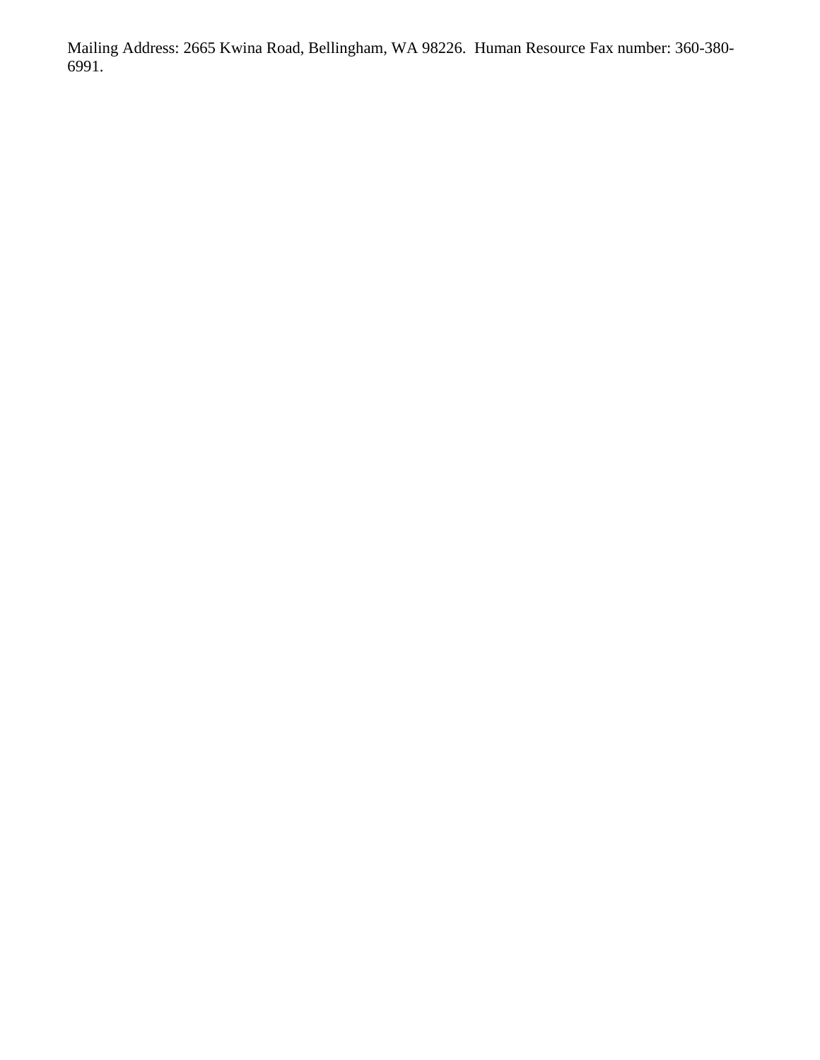Mailing Address: 2665 Kwina Road, Bellingham, WA 98226. Human Resource Fax number: 360-380-6991.